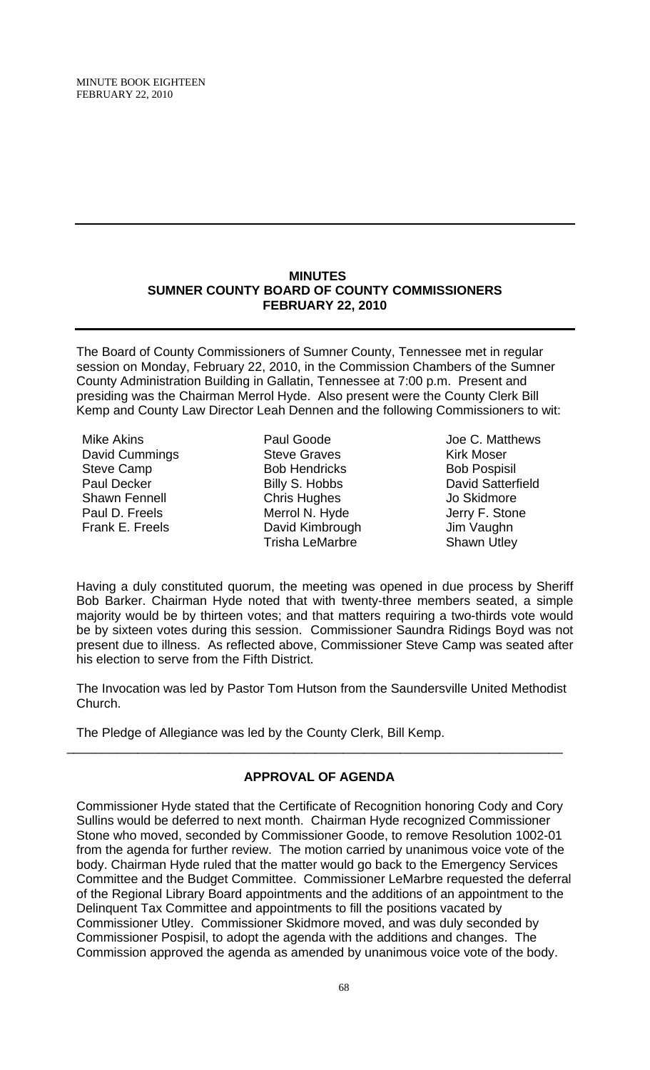## MINUTES
## SUMNER COUNTY BOARD OF COUNTY COMMISSIONERS
## FEBRUARY 22, 2010

The Board of County Commissioners of Sumner County, Tennessee met in regular session on Monday, February 22, 2010, in the Commission Chambers of the Sumner County Administration Building in Gallatin, Tennessee at 7:00 p.m. Present and presiding was the Chairman Merrol Hyde. Also present were the County Clerk Bill Kemp and County Law Director Leah Dennen and the following Commissioners to wit:

Mike Akins
David Cummings
Steve Camp
Paul Decker
Shawn Fennell
Paul D. Freels
Frank E. Freels
Paul Goode
Steve Graves
Bob Hendricks
Billy S. Hobbs
Chris Hughes
Merrol N. Hyde
David Kimbrough
Trisha LeMarbre
Joe C. Matthews
Kirk Moser
Bob Pospisil
David Satterfield
Jo Skidmore
Jerry F. Stone
Jim Vaughn
Shawn Utley

Having a duly constituted quorum, the meeting was opened in due process by Sheriff Bob Barker. Chairman Hyde noted that with twenty-three members seated, a simple majority would be by thirteen votes; and that matters requiring a two-thirds vote would be by sixteen votes during this session. Commissioner Saundra Ridings Boyd was not present due to illness. As reflected above, Commissioner Steve Camp was seated after his election to serve from the Fifth District.

The Invocation was led by Pastor Tom Hutson from the Saundersville United Methodist Church.

The Pledge of Allegiance was led by the County Clerk, Bill Kemp.

---

### APPROVAL OF AGENDA

Commissioner Hyde stated that the Certificate of Recognition honoring Cody and Cory Sullins would be deferred to next month. Chairman Hyde recognized Commissioner Stone who moved, seconded by Commissioner Goode, to remove Resolution 1002-01 from the agenda for further review. The motion carried by unanimous voice vote of the body. Chairman Hyde ruled that the matter would go back to the Emergency Services Committee and the Budget Committee. Commissioner LeMarbre requested the deferral of the Regional Library Board appointments and the additions of an appointment to the Delinquent Tax Committee and appointments to fill the positions vacated by Commissioner Utley. Commissioner Skidmore moved, and was duly seconded by Commissioner Pospisil, to adopt the agenda with the additions and changes. The Commission approved the agenda as amended by unanimous voice vote of the body.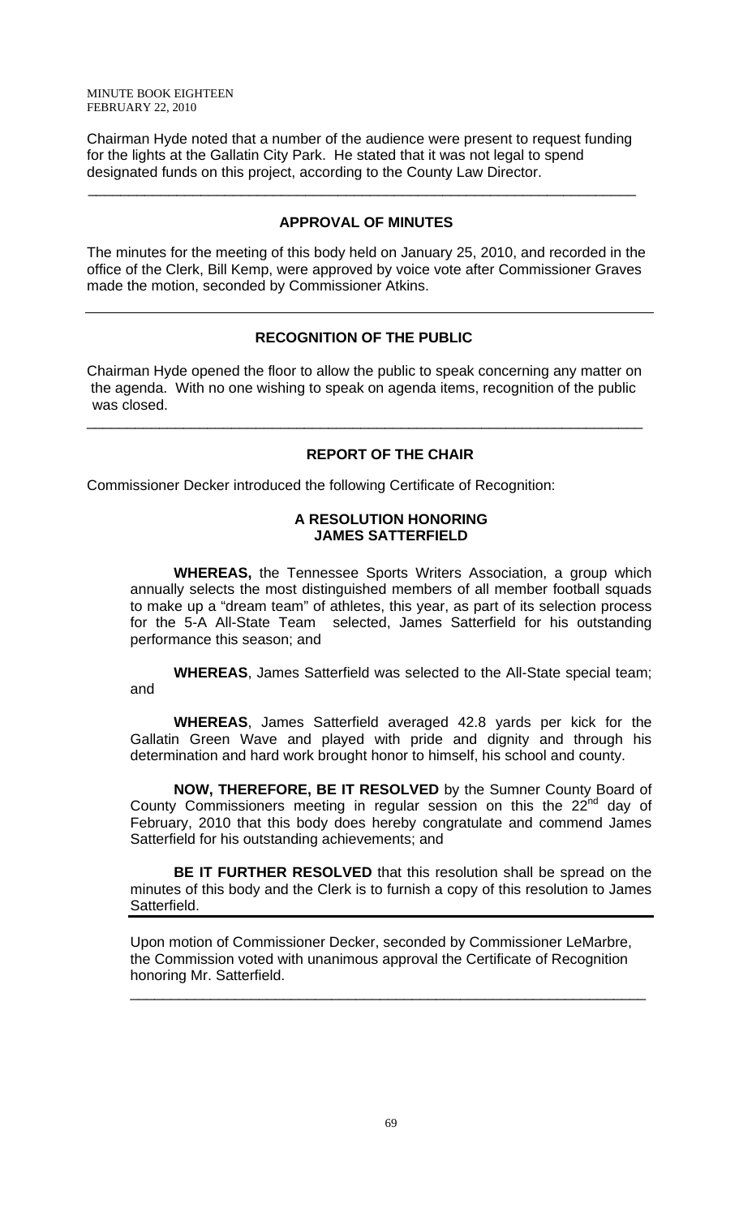Chairman Hyde noted that a number of the audience were present to request funding for the lights at the Gallatin City Park. He stated that it was not legal to spend designated funds on this project, according to the County Law Director.

---

### APPROVAL OF MINUTES

The minutes for the meeting of this body held on January 25, 2010, and recorded in the office of the Clerk, Bill Kemp, were approved by voice vote after Commissioner Graves made the motion, seconded by Commissioner Atkins.

---

### RECOGNITION OF THE PUBLIC

Chairman Hyde opened the floor to allow the public to speak concerning any matter on the agenda. With no one wishing to speak on agenda items, recognition of the public was closed.

---

### REPORT OF THE CHAIR

Commissioner Decker introduced the following Certificate of Recognition:

**A RESOLUTION HONORING JAMES SATTERFIELD**

**WHEREAS,** the Tennessee Sports Writers Association, a group which annually selects the most distinguished members of all member football squads to make up a "dream team" of athletes, this year, as part of its selection process for the 5-A All-State Team selected, James Satterfield for his outstanding performance this season; and

**WHEREAS**, James Satterfield was selected to the All-State special team; and

**WHEREAS**, James Satterfield averaged 42.8 yards per kick for the Gallatin Green Wave and played with pride and dignity and through his determination and hard work brought honor to himself, his school and county.

**NOW, THEREFORE, BE IT RESOLVED** by the Sumner County Board of County Commissioners meeting in regular session on this the 22nd day of February, 2010 that this body does hereby congratulate and commend James Satterfield for his outstanding achievements; and

**BE IT FURTHER RESOLVED** that this resolution shall be spread on the minutes of this body and the Clerk is to furnish a copy of this resolution to James Satterfield.

---

Upon motion of Commissioner Decker, seconded by Commissioner LeMarbre, the Commission voted with unanimous approval the Certificate of Recognition honoring Mr. Satterfield.

---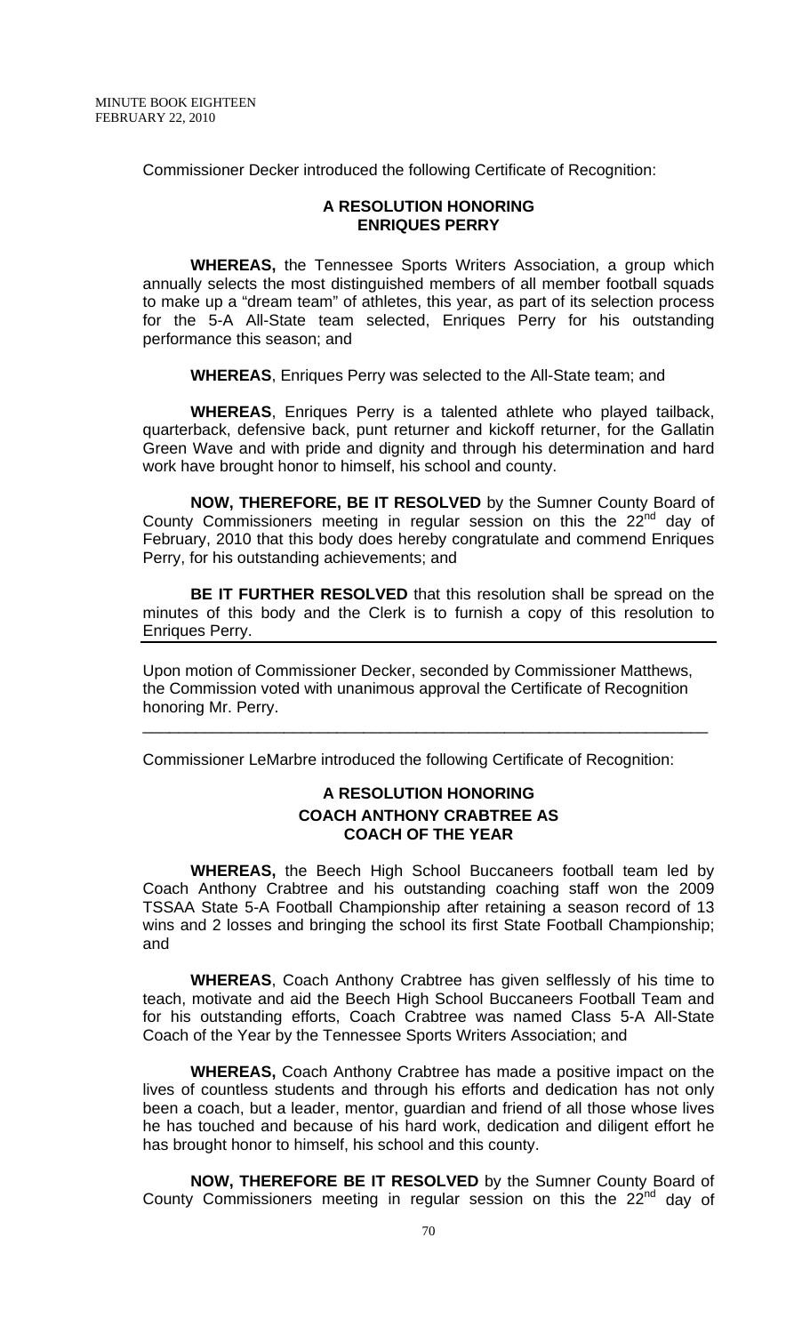Commissioner Decker introduced the following Certificate of Recognition:

**A RESOLUTION HONORING**
**ENRIQUES PERRY**

**WHEREAS,** the Tennessee Sports Writers Association, a group which annually selects the most distinguished members of all member football squads to make up a "dream team" of athletes, this year, as part of its selection process for the 5-A All-State team selected, Enriques Perry for his outstanding performance this season; and

**WHEREAS**, Enriques Perry was selected to the All-State team; and

**WHEREAS**, Enriques Perry is a talented athlete who played tailback, quarterback, defensive back, punt returner and kickoff returner, for the Gallatin Green Wave and with pride and dignity and through his determination and hard work have brought honor to himself, his school and county.

**NOW, THEREFORE, BE IT RESOLVED** by the Sumner County Board of County Commissioners meeting in regular session on this the 22nd day of February, 2010 that this body does hereby congratulate and commend Enriques Perry, for his outstanding achievements; and

**BE IT FURTHER RESOLVED** that this resolution shall be spread on the minutes of this body and the Clerk is to furnish a copy of this resolution to Enriques Perry.

Upon motion of Commissioner Decker, seconded by Commissioner Matthews, the Commission voted with unanimous approval the Certificate of Recognition honoring Mr. Perry.

---

Commissioner LeMarbre introduced the following Certificate of Recognition:

**A RESOLUTION HONORING**
**COACH ANTHONY CRABTREE AS**
**COACH OF THE YEAR**

**WHEREAS,** the Beech High School Buccaneers football team led by Coach Anthony Crabtree and his outstanding coaching staff won the 2009 TSSAA State 5-A Football Championship after retaining a season record of 13 wins and 2 losses and bringing the school its first State Football Championship; and

**WHEREAS**, Coach Anthony Crabtree has given selflessly of his time to teach, motivate and aid the Beech High School Buccaneers Football Team and for his outstanding efforts, Coach Crabtree was named Class 5-A All-State Coach of the Year by the Tennessee Sports Writers Association; and

**WHEREAS,** Coach Anthony Crabtree has made a positive impact on the lives of countless students and through his efforts and dedication has not only been a coach, but a leader, mentor, guardian and friend of all those whose lives he has touched and because of his hard work, dedication and diligent effort he has brought honor to himself, his school and this county.

**NOW, THEREFORE BE IT RESOLVED** by the Sumner County Board of County Commissioners meeting in regular session on this the 22nd day of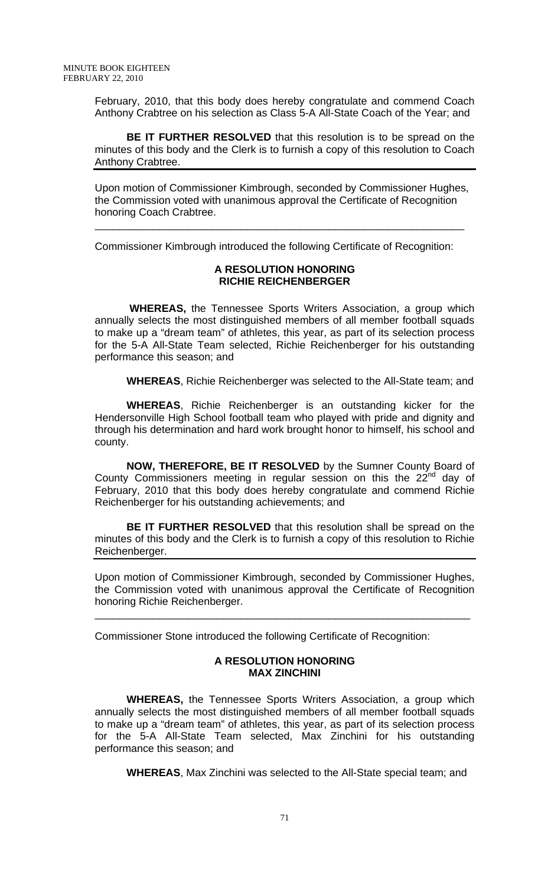February, 2010, that this body does hereby congratulate and commend Coach Anthony Crabtree on his selection as Class 5-A All-State Coach of the Year; and

**BE IT FURTHER RESOLVED** that this resolution is to be spread on the minutes of this body and the Clerk is to furnish a copy of this resolution to Coach Anthony Crabtree.

---

Upon motion of Commissioner Kimbrough, seconded by Commissioner Hughes, the Commission voted with unanimous approval the Certificate of Recognition honoring Coach Crabtree.

---

Commissioner Kimbrough introduced the following Certificate of Recognition:

**A RESOLUTION HONORING RICHIE REICHENBERGER**

**WHEREAS,** the Tennessee Sports Writers Association, a group which annually selects the most distinguished members of all member football squads to make up a "dream team" of athletes, this year, as part of its selection process for the 5-A All-State Team selected, Richie Reichenberger for his outstanding performance this season; and

**WHEREAS**, Richie Reichenberger was selected to the All-State team; and

**WHEREAS**, Richie Reichenberger is an outstanding kicker for the Hendersonville High School football team who played with pride and dignity and through his determination and hard work brought honor to himself, his school and county.

**NOW, THEREFORE, BE IT RESOLVED** by the Sumner County Board of County Commissioners meeting in regular session on this the 22nd day of February, 2010 that this body does hereby congratulate and commend Richie Reichenberger for his outstanding achievements; and

**BE IT FURTHER RESOLVED** that this resolution shall be spread on the minutes of this body and the Clerk is to furnish a copy of this resolution to Richie Reichenberger.

---

Upon motion of Commissioner Kimbrough, seconded by Commissioner Hughes, the Commission voted with unanimous approval the Certificate of Recognition honoring Richie Reichenberger.

---

Commissioner Stone introduced the following Certificate of Recognition:

**A RESOLUTION HONORING MAX ZINCHINI**

**WHEREAS,** the Tennessee Sports Writers Association, a group which annually selects the most distinguished members of all member football squads to make up a "dream team" of athletes, this year, as part of its selection process for the 5-A All-State Team selected, Max Zinchini for his outstanding performance this season; and

**WHEREAS**, Max Zinchini was selected to the All-State special team; and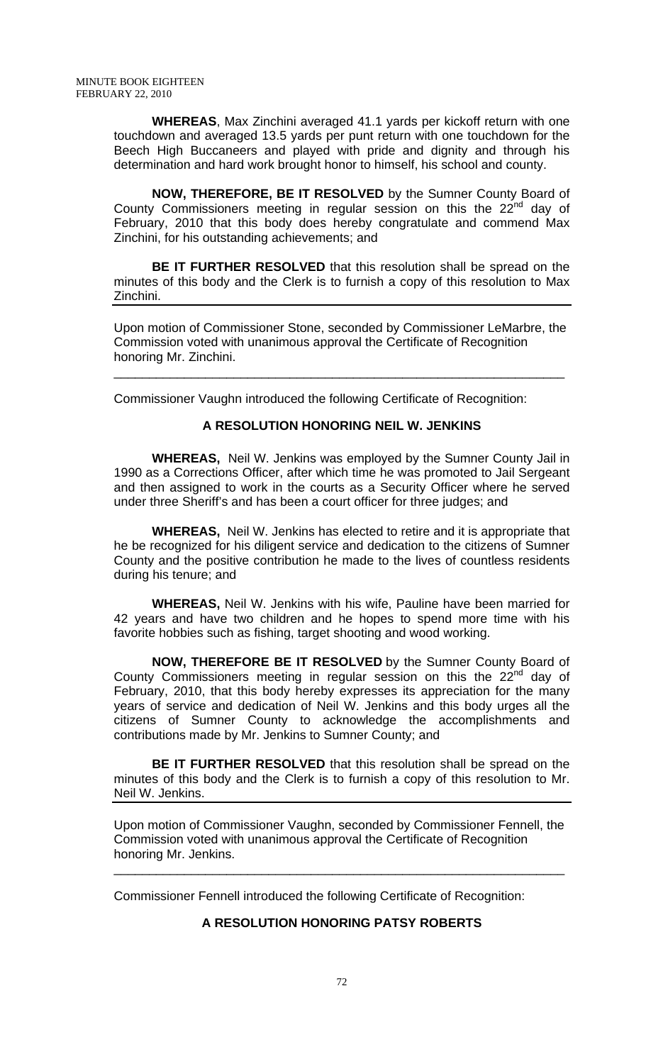**WHEREAS**, Max Zinchini averaged 41.1 yards per kickoff return with one touchdown and averaged 13.5 yards per punt return with one touchdown for the Beech High Buccaneers and played with pride and dignity and through his determination and hard work brought honor to himself, his school and county.

**NOW, THEREFORE, BE IT RESOLVED** by the Sumner County Board of County Commissioners meeting in regular session on this the 22nd day of February, 2010 that this body does hereby congratulate and commend Max Zinchini, for his outstanding achievements; and

**BE IT FURTHER RESOLVED** that this resolution shall be spread on the minutes of this body and the Clerk is to furnish a copy of this resolution to Max Zinchini.

---

Upon motion of Commissioner Stone, seconded by Commissioner LeMarbre, the Commission voted with unanimous approval the Certificate of Recognition honoring Mr. Zinchini.

---

Commissioner Vaughn introduced the following Certificate of Recognition:

**A RESOLUTION HONORING NEIL W. JENKINS**

**WHEREAS,** Neil W. Jenkins was employed by the Sumner County Jail in 1990 as a Corrections Officer, after which time he was promoted to Jail Sergeant and then assigned to work in the courts as a Security Officer where he served under three Sheriff's and has been a court officer for three judges; and

**WHEREAS,** Neil W. Jenkins has elected to retire and it is appropriate that he be recognized for his diligent service and dedication to the citizens of Sumner County and the positive contribution he made to the lives of countless residents during his tenure; and

**WHEREAS,** Neil W. Jenkins with his wife, Pauline have been married for 42 years and have two children and he hopes to spend more time with his favorite hobbies such as fishing, target shooting and wood working.

**NOW, THEREFORE BE IT RESOLVED** by the Sumner County Board of County Commissioners meeting in regular session on this the 22nd day of February, 2010, that this body hereby expresses its appreciation for the many years of service and dedication of Neil W. Jenkins and this body urges all the citizens of Sumner County to acknowledge the accomplishments and contributions made by Mr. Jenkins to Sumner County; and

**BE IT FURTHER RESOLVED** that this resolution shall be spread on the minutes of this body and the Clerk is to furnish a copy of this resolution to Mr. Neil W. Jenkins.

---

Upon motion of Commissioner Vaughn, seconded by Commissioner Fennell, the Commission voted with unanimous approval the Certificate of Recognition honoring Mr. Jenkins.

---

Commissioner Fennell introduced the following Certificate of Recognition:

**A RESOLUTION HONORING PATSY ROBERTS**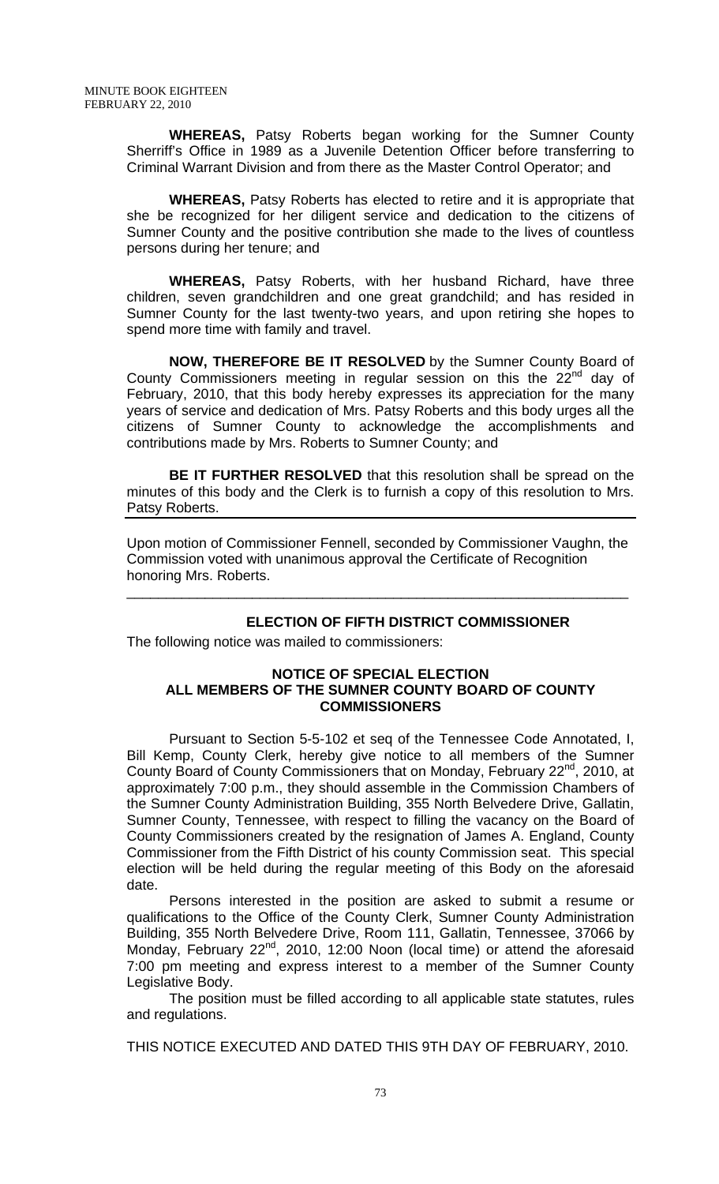**WHEREAS,** Patsy Roberts began working for the Sumner County Sherriff's Office in 1989 as a Juvenile Detention Officer before transferring to Criminal Warrant Division and from there as the Master Control Operator; and

**WHEREAS,** Patsy Roberts has elected to retire and it is appropriate that she be recognized for her diligent service and dedication to the citizens of Sumner County and the positive contribution she made to the lives of countless persons during her tenure; and

**WHEREAS,** Patsy Roberts, with her husband Richard, have three children, seven grandchildren and one great grandchild; and has resided in Sumner County for the last twenty-two years, and upon retiring she hopes to spend more time with family and travel.

**NOW, THEREFORE BE IT RESOLVED** by the Sumner County Board of County Commissioners meeting in regular session on this the 22nd day of February, 2010, that this body hereby expresses its appreciation for the many years of service and dedication of Mrs. Patsy Roberts and this body urges all the citizens of Sumner County to acknowledge the accomplishments and contributions made by Mrs. Roberts to Sumner County; and

**BE IT FURTHER RESOLVED** that this resolution shall be spread on the minutes of this body and the Clerk is to furnish a copy of this resolution to Mrs. Patsy Roberts.

---

Upon motion of Commissioner Fennell, seconded by Commissioner Vaughn, the Commission voted with unanimous approval the Certificate of Recognition honoring Mrs. Roberts.

---

## ELECTION OF FIFTH DISTRICT COMMISSIONER

The following notice was mailed to commissioners:

### NOTICE OF SPECIAL ELECTION
### ALL MEMBERS OF THE SUMNER COUNTY BOARD OF COUNTY COMMISSIONERS

Pursuant to Section 5-5-102 et seq of the Tennessee Code Annotated, I, Bill Kemp, County Clerk, hereby give notice to all members of the Sumner County Board of County Commissioners that on Monday, February 22nd, 2010, at approximately 7:00 p.m., they should assemble in the Commission Chambers of the Sumner County Administration Building, 355 North Belvedere Drive, Gallatin, Sumner County, Tennessee, with respect to filling the vacancy on the Board of County Commissioners created by the resignation of James A. England, County Commissioner from the Fifth District of his county Commission seat. This special election will be held during the regular meeting of this Body on the aforesaid date.

Persons interested in the position are asked to submit a resume or qualifications to the Office of the County Clerk, Sumner County Administration Building, 355 North Belvedere Drive, Room 111, Gallatin, Tennessee, 37066 by Monday, February 22nd, 2010, 12:00 Noon (local time) or attend the aforesaid 7:00 pm meeting and express interest to a member of the Sumner County Legislative Body.

The position must be filled according to all applicable state statutes, rules and regulations.

THIS NOTICE EXECUTED AND DATED THIS 9TH DAY OF FEBRUARY, 2010.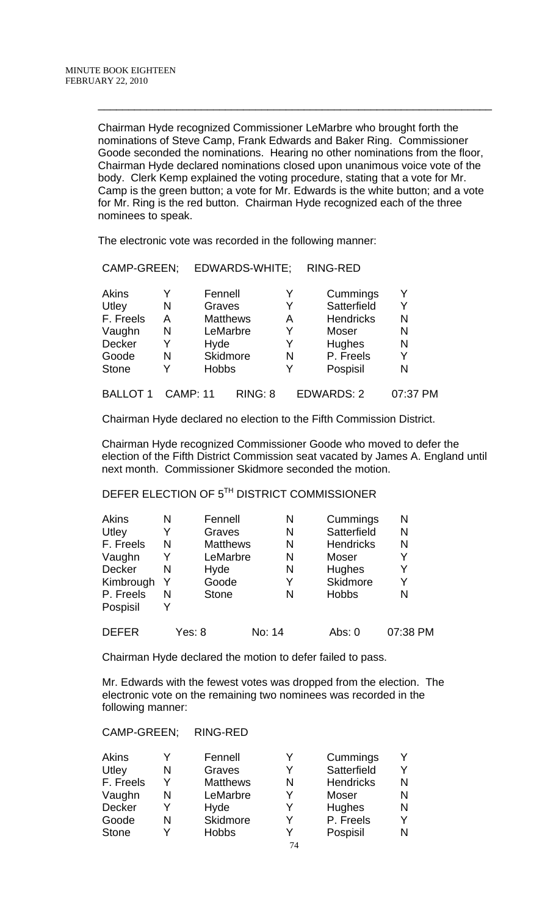Chairman Hyde recognized Commissioner LeMarbre who brought forth the nominations of Steve Camp, Frank Edwards and Baker Ring. Commissioner Goode seconded the nominations. Hearing no other nominations from the floor, Chairman Hyde declared nominations closed upon unanimous voice vote of the body. Clerk Kemp explained the voting procedure, stating that a vote for Mr. Camp is the green button; a vote for Mr. Edwards is the white button; and a vote for Mr. Ring is the red button. Chairman Hyde recognized each of the three nominees to speak.

The electronic vote was recorded in the following manner:

CAMP-GREEN; EDWARDS-WHITE; RING-RED

| | | | | | |
|---|---|---|---|---|---|
| Akins | Y | Fennell | Y | Cummings | Y |
| Utley | N | Graves | Y | Satterfield | Y |
| F. Freels | A | Matthews | A | Hendricks | N |
| Vaughn | N | LeMarbre | Y | Moser | N |
| Decker | Y | Hyde | Y | Hughes | N |
| Goode | N | Skidmore | N | P. Freels | Y |
| Stone | Y | Hobbs | Y | Pospisil | N |

BALLOT 1 CAMP: 11 RING: 8 EDWARDS: 2 07:37 PM

Chairman Hyde declared no election to the Fifth Commission District.

Chairman Hyde recognized Commissioner Goode who moved to defer the election of the Fifth District Commission seat vacated by James A. England until next month. Commissioner Skidmore seconded the motion.

DEFER ELECTION OF 5TH DISTRICT COMMISSIONER

| | | | | | |
|---|---|---|---|---|---|
| Akins | N | Fennell | N | Cummings | N |
| Utley | Y | Graves | N | Satterfield | N |
| F. Freels | N | Matthews | N | Hendricks | N |
| Vaughn | Y | LeMarbre | N | Moser | Y |
| Decker | N | Hyde | N | Hughes | Y |
| Kimbrough | Y | Goode | Y | Skidmore | Y |
| P. Freels | N | Stone | N | Hobbs | N |
| Pospisil | Y | | | | |

DEFER Yes: 8 No: 14 Abs: 0 07:38 PM

Chairman Hyde declared the motion to defer failed to pass.

Mr. Edwards with the fewest votes was dropped from the election. The electronic vote on the remaining two nominees was recorded in the following manner:

CAMP-GREEN; RING-RED

| | | | | | |
|---|---|---|---|---|---|
| Akins | Y | Fennell | Y | Cummings | Y |
| Utley | N | Graves | Y | Satterfield | Y |
| F. Freels | Y | Matthews | N | Hendricks | N |
| Vaughn | N | LeMarbre | Y | Moser | N |
| Decker | Y | Hyde | Y | Hughes | N |
| Goode | N | Skidmore | Y | P. Freels | Y |
| Stone | Y | Hobbs | Y | Pospisil | N |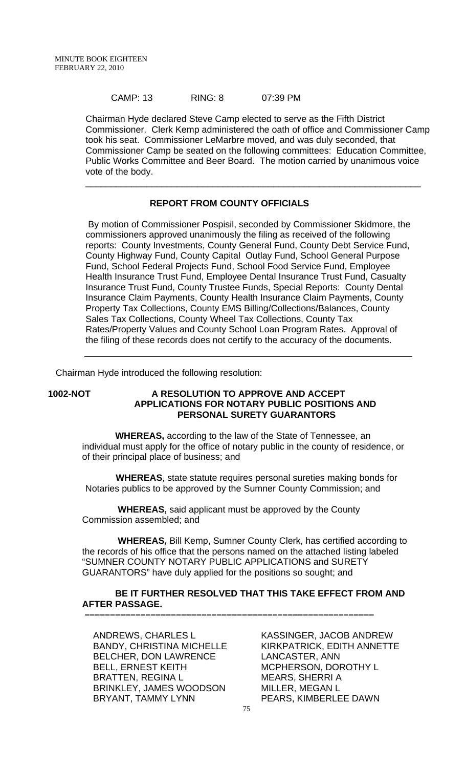CAMP: 13 RING: 8 07:39 PM

Chairman Hyde declared Steve Camp elected to serve as the Fifth District Commissioner. Clerk Kemp administered the oath of office and Commissioner Camp took his seat. Commissioner LeMarbre moved, and was duly seconded, that Commissioner Camp be seated on the following committees: Education Committee, Public Works Committee and Beer Board. The motion carried by unanimous voice vote of the body.

---

**REPORT FROM COUNTY OFFICIALS**

By motion of Commissioner Pospisil, seconded by Commissioner Skidmore, the commissioners approved unanimously the filing as received of the following reports: County Investments, County General Fund, County Debt Service Fund, County Highway Fund, County Capital Outlay Fund, School General Purpose Fund, School Federal Projects Fund, School Food Service Fund, Employee Health Insurance Trust Fund, Employee Dental Insurance Trust Fund, Casualty Insurance Trust Fund, County Trustee Funds, Special Reports: County Dental Insurance Claim Payments, County Health Insurance Claim Payments, County Property Tax Collections, County EMS Billing/Collections/Balances, County Sales Tax Collections, County Wheel Tax Collections, County Tax Rates/Property Values and County School Loan Program Rates. Approval of the filing of these records does not certify to the accuracy of the documents.

---

Chairman Hyde introduced the following resolution:

**1002-NOT A RESOLUTION TO APPROVE AND ACCEPT APPLICATIONS FOR NOTARY PUBLIC POSITIONS AND PERSONAL SURETY GUARANTORS**

**WHEREAS,** according to the law of the State of Tennessee, an individual must apply for the office of notary public in the county of residence, or of their principal place of business; and

**WHEREAS**, state statute requires personal sureties making bonds for Notaries publics to be approved by the Sumner County Commission; and

**WHEREAS,** said applicant must be approved by the County Commission assembled; and

**WHEREAS,** Bill Kemp, Sumner County Clerk, has certified according to the records of his office that the persons named on the attached listing labeled "SUMNER COUNTY NOTARY PUBLIC APPLICATIONS and SURETY GUARANTORS" have duly applied for the positions so sought; and

**BE IT FURTHER RESOLVED THAT THIS TAKE EFFECT FROM AND AFTER PASSAGE.**

---

ANDREWS, CHARLES L
BANDY, CHRISTINA MICHELLE
BELCHER, DON LAWRENCE
BELL, ERNEST KEITH
BRATTEN, REGINA L
BRINKLEY, JAMES WOODSON
BRYANT, TAMMY LYNN
KASSINGER, JACOB ANDREW
KIRKPATRICK, EDITH ANNETTE
LANCASTER, ANN
MCPHERSON, DOROTHY L
MEARS, SHERRI A
MILLER, MEGAN L
PEARS, KIMBERLEE DAWN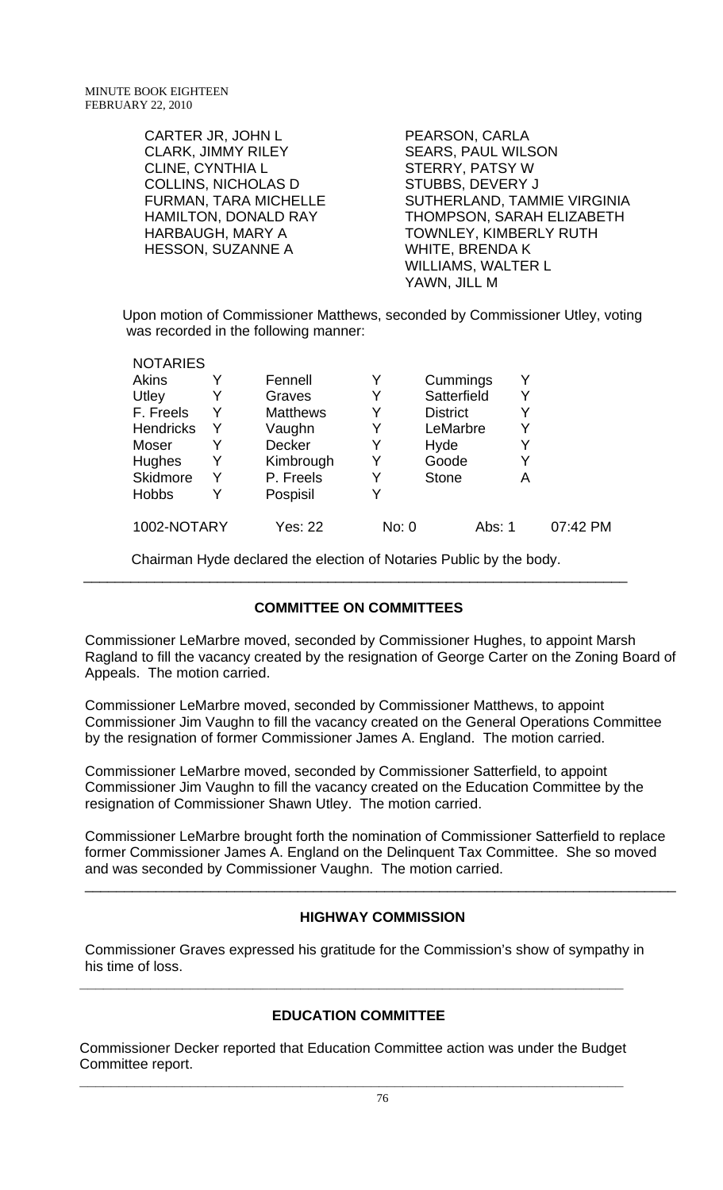| | |
|---|---|
| CARTER JR, JOHN L | PEARSON, CARLA |
| CLARK, JIMMY RILEY | SEARS, PAUL WILSON |
| CLINE, CYNTHIA L | STERRY, PATSY W |
| COLLINS, NICHOLAS D | STUBBS, DEVERY J |
| FURMAN, TARA MICHELLE | SUTHERLAND, TAMMIE VIRGINIA |
| HAMILTON, DONALD RAY | THOMPSON, SARAH ELIZABETH |
| HARBAUGH, MARY A | TOWNLEY, KIMBERLY RUTH |
| HESSON, SUZANNE A | WHITE, BRENDA K |
| | WILLIAMS, WALTER L |
| | YAWN, JILL M |

Upon motion of Commissioner Matthews, seconded by Commissioner Utley, voting was recorded in the following manner:

| NOTARIES | | | | | | |
|---|---|---|---|---|---|---|
| Akins | Y | Fennell | Y | Cummings | Y | |
| Utley | Y | Graves | Y | Satterfield | Y | |
| F. Freels | Y | Matthews | Y | District | Y | |
| Hendricks | Y | Vaughn | Y | LeMarbre | Y | |
| Moser | Y | Decker | Y | Hyde | Y | |
| Hughes | Y | Kimbrough | Y | Goode | Y | |
| Skidmore | Y | P. Freels | Y | Stone | A | |
| Hobbs | Y | Pospisil | Y | | | |
| 1002-NOTARY | | Yes: 22 | No: 0 | | Abs: 1 | 07:42 PM |

Chairman Hyde declared the election of Notaries Public by the body.

## COMMITTEE ON COMMITTEES

Commissioner LeMarbre moved, seconded by Commissioner Hughes, to appoint Marsh Ragland to fill the vacancy created by the resignation of George Carter on the Zoning Board of Appeals. The motion carried.

Commissioner LeMarbre moved, seconded by Commissioner Matthews, to appoint Commissioner Jim Vaughn to fill the vacancy created on the General Operations Committee by the resignation of former Commissioner James A. England. The motion carried.

Commissioner LeMarbre moved, seconded by Commissioner Satterfield, to appoint Commissioner Jim Vaughn to fill the vacancy created on the Education Committee by the resignation of Commissioner Shawn Utley. The motion carried.

Commissioner LeMarbre brought forth the nomination of Commissioner Satterfield to replace former Commissioner James A. England on the Delinquent Tax Committee. She so moved and was seconded by Commissioner Vaughn. The motion carried.

## HIGHWAY COMMISSION

Commissioner Graves expressed his gratitude for the Commission's show of sympathy in his time of loss.

## EDUCATION COMMITTEE

Commissioner Decker reported that Education Committee action was under the Budget Committee report.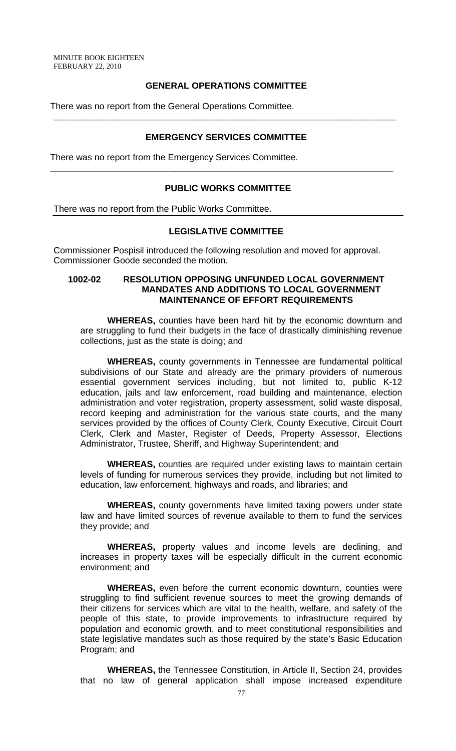## GENERAL OPERATIONS COMMITTEE

There was no report from the General Operations Committee.

---

## EMERGENCY SERVICES COMMITTEE

There was no report from the Emergency Services Committee.

---

## PUBLIC WORKS COMMITTEE

There was no report from the Public Works Committee.

---

## LEGISLATIVE COMMITTEE

Commissioner Pospisil introduced the following resolution and moved for approval. Commissioner Goode seconded the motion.

### 1002-02 RESOLUTION OPPOSING UNFUNDED LOCAL GOVERNMENT MANDATES AND ADDITIONS TO LOCAL GOVERNMENT MAINTENANCE OF EFFORT REQUIREMENTS

**WHEREAS,** counties have been hard hit by the economic downturn and are struggling to fund their budgets in the face of drastically diminishing revenue collections, just as the state is doing; and

**WHEREAS,** county governments in Tennessee are fundamental political subdivisions of our State and already are the primary providers of numerous essential government services including, but not limited to, public K-12 education, jails and law enforcement, road building and maintenance, election administration and voter registration, property assessment, solid waste disposal, record keeping and administration for the various state courts, and the many services provided by the offices of County Clerk, County Executive, Circuit Court Clerk, Clerk and Master, Register of Deeds, Property Assessor, Elections Administrator, Trustee, Sheriff, and Highway Superintendent; and

**WHEREAS,** counties are required under existing laws to maintain certain levels of funding for numerous services they provide, including but not limited to education, law enforcement, highways and roads, and libraries; and

**WHEREAS,** county governments have limited taxing powers under state law and have limited sources of revenue available to them to fund the services they provide; and

**WHEREAS,** property values and income levels are declining, and increases in property taxes will be especially difficult in the current economic environment; and

**WHEREAS,** even before the current economic downturn, counties were struggling to find sufficient revenue sources to meet the growing demands of their citizens for services which are vital to the health, welfare, and safety of the people of this state, to provide improvements to infrastructure required by population and economic growth, and to meet constitutional responsibilities and state legislative mandates such as those required by the state's Basic Education Program; and

**WHEREAS,** the Tennessee Constitution, in Article II, Section 24, provides that no law of general application shall impose increased expenditure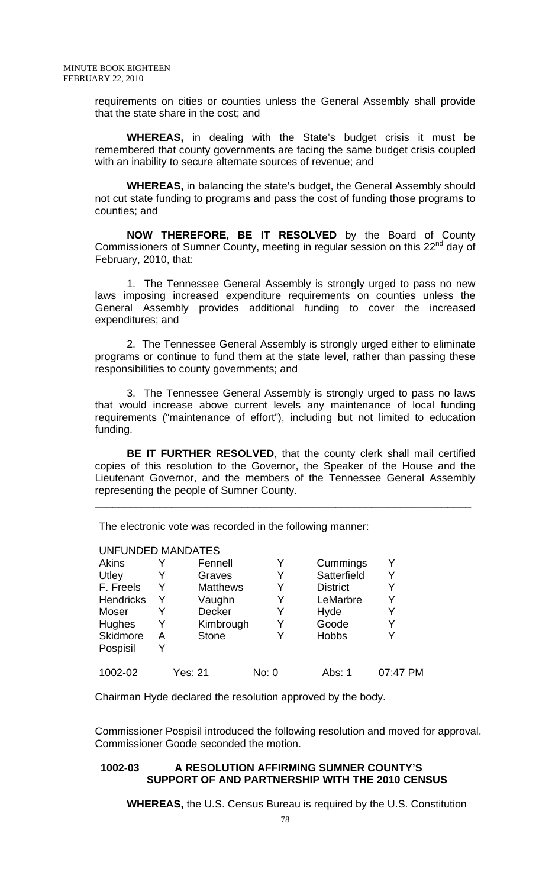requirements on cities or counties unless the General Assembly shall provide that the state share in the cost; and

**WHEREAS,** in dealing with the State's budget crisis it must be remembered that county governments are facing the same budget crisis coupled with an inability to secure alternate sources of revenue; and

**WHEREAS,** in balancing the state's budget, the General Assembly should not cut state funding to programs and pass the cost of funding those programs to counties; and

**NOW THEREFORE, BE IT RESOLVED** by the Board of County Commissioners of Sumner County, meeting in regular session on this 22nd day of February, 2010, that:

1. The Tennessee General Assembly is strongly urged to pass no new laws imposing increased expenditure requirements on counties unless the General Assembly provides additional funding to cover the increased expenditures; and

2. The Tennessee General Assembly is strongly urged either to eliminate programs or continue to fund them at the state level, rather than passing these responsibilities to county governments; and

3. The Tennessee General Assembly is strongly urged to pass no laws that would increase above current levels any maintenance of local funding requirements ("maintenance of effort"), including but not limited to education funding.

**BE IT FURTHER RESOLVED**, that the county clerk shall mail certified copies of this resolution to the Governor, the Speaker of the House and the Lieutenant Governor, and the members of the Tennessee General Assembly representing the people of Sumner County.

---

The electronic vote was recorded in the following manner:

UNFUNDED MANDATES

| | | | | | |
|---|---|---|---|---|---|
| Akins | Y | Fennell | Y | Cummings | Y |
| Utley | Y | Graves | Y | Satterfield | Y |
| F. Freels | Y | Matthews | Y | District | Y |
| Hendricks | Y | Vaughn | Y | LeMarbre | Y |
| Moser | Y | Decker | Y | Hyde | Y |
| Hughes | Y | Kimbrough | Y | Goode | Y |
| Skidmore | A | Stone | Y | Hobbs | Y |
| Pospisil | Y | | | | |

1002-02 Yes: 21 No: 0 Abs: 1 07:47 PM

Chairman Hyde declared the resolution approved by the body.

---

Commissioner Pospisil introduced the following resolution and moved for approval. Commissioner Goode seconded the motion.

**1002-03 A RESOLUTION AFFIRMING SUMNER COUNTY'S SUPPORT OF AND PARTNERSHIP WITH THE 2010 CENSUS**

**WHEREAS,** the U.S. Census Bureau is required by the U.S. Constitution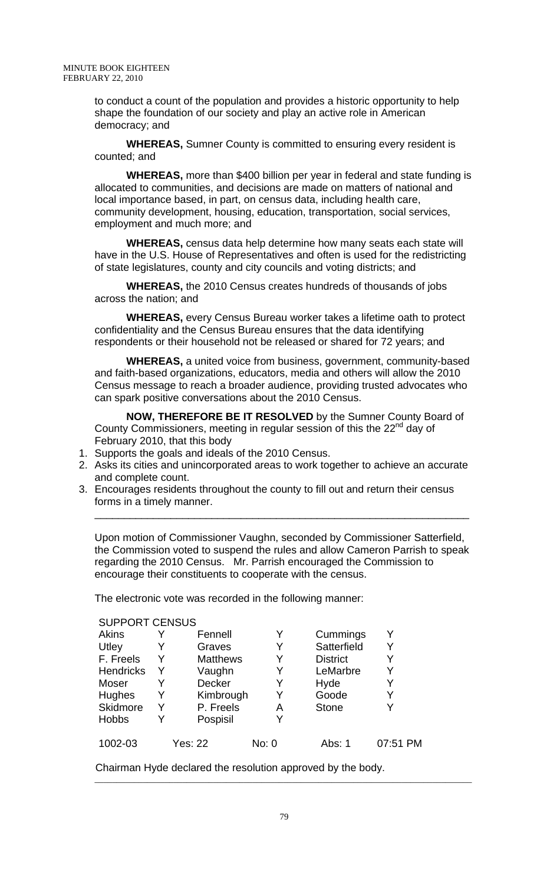to conduct a count of the population and provides a historic opportunity to help shape the foundation of our society and play an active role in American democracy; and

**WHEREAS,** Sumner County is committed to ensuring every resident is counted; and

**WHEREAS,** more than $400 billion per year in federal and state funding is allocated to communities, and decisions are made on matters of national and local importance based, in part, on census data, including health care, community development, housing, education, transportation, social services, employment and much more; and

**WHEREAS,** census data help determine how many seats each state will have in the U.S. House of Representatives and often is used for the redistricting of state legislatures, county and city councils and voting districts; and

**WHEREAS,** the 2010 Census creates hundreds of thousands of jobs across the nation; and

**WHEREAS,** every Census Bureau worker takes a lifetime oath to protect confidentiality and the Census Bureau ensures that the data identifying respondents or their household not be released or shared for 72 years; and

**WHEREAS,** a united voice from business, government, community-based and faith-based organizations, educators, media and others will allow the 2010 Census message to reach a broader audience, providing trusted advocates who can spark positive conversations about the 2010 Census.

**NOW, THEREFORE BE IT RESOLVED** by the Sumner County Board of County Commissioners, meeting in regular session of this the 22nd day of February 2010, that this body

1. Supports the goals and ideals of the 2010 Census.
2. Asks its cities and unincorporated areas to work together to achieve an accurate and complete count.
3. Encourages residents throughout the county to fill out and return their census forms in a timely manner.

---

Upon motion of Commissioner Vaughn, seconded by Commissioner Satterfield, the Commission voted to suspend the rules and allow Cameron Parrish to speak regarding the 2010 Census. Mr. Parrish encouraged the Commission to encourage their constituents to cooperate with the census.

The electronic vote was recorded in the following manner:

SUPPORT CENSUS

| | | | | | |
|---|---|---|---|---|---|
| Akins | Y | Fennell | Y | Cummings | Y |
| Utley | Y | Graves | Y | Satterfield | Y |
| F. Freels | Y | Matthews | Y | District | Y |
| Hendricks | Y | Vaughn | Y | LeMarbre | Y |
| Moser | Y | Decker | Y | Hyde | Y |
| Hughes | Y | Kimbrough | Y | Goode | Y |
| Skidmore | Y | P. Freels | A | Stone | Y |
| Hobbs | Y | Pospisil | Y | | |

1002-03 Yes: 22 No: 0 Abs: 1 07:51 PM

Chairman Hyde declared the resolution approved by the body.

---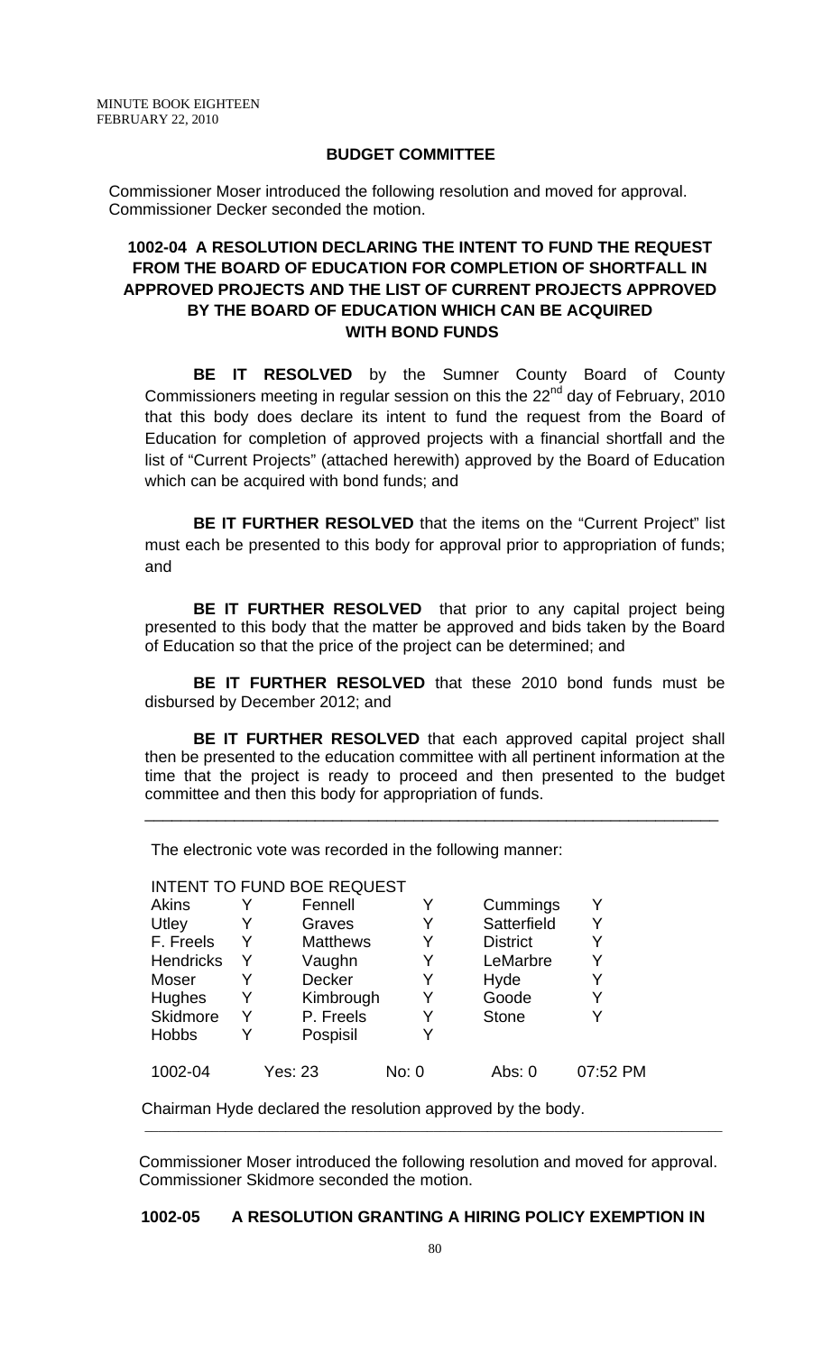## BUDGET COMMITTEE

Commissioner Moser introduced the following resolution and moved for approval. Commissioner Decker seconded the motion.

### 1002-04 A RESOLUTION DECLARING THE INTENT TO FUND THE REQUEST FROM THE BOARD OF EDUCATION FOR COMPLETION OF SHORTFALL IN APPROVED PROJECTS AND THE LIST OF CURRENT PROJECTS APPROVED BY THE BOARD OF EDUCATION WHICH CAN BE ACQUIRED WITH BOND FUNDS

**BE IT RESOLVED** by the Sumner County Board of County Commissioners meeting in regular session on this the 22nd day of February, 2010 that this body does declare its intent to fund the request from the Board of Education for completion of approved projects with a financial shortfall and the list of "Current Projects" (attached herewith) approved by the Board of Education which can be acquired with bond funds; and

**BE IT FURTHER RESOLVED** that the items on the "Current Project" list must each be presented to this body for approval prior to appropriation of funds; and

**BE IT FURTHER RESOLVED** that prior to any capital project being presented to this body that the matter be approved and bids taken by the Board of Education so that the price of the project can be determined; and

**BE IT FURTHER RESOLVED** that these 2010 bond funds must be disbursed by December 2012; and

**BE IT FURTHER RESOLVED** that each approved capital project shall then be presented to the education committee with all pertinent information at the time that the project is ready to proceed and then presented to the budget committee and then this body for appropriation of funds.

---

The electronic vote was recorded in the following manner:

INTENT TO FUND BOE REQUEST

| | | | | | |
|---|---|---|---|---|---|
| Akins | Y | Fennell | Y | Cummings | Y |
| Utley | Y | Graves | Y | Satterfield | Y |
| F. Freels | Y | Matthews | Y | District | Y |
| Hendricks | Y | Vaughn | Y | LeMarbre | Y |
| Moser | Y | Decker | Y | Hyde | Y |
| Hughes | Y | Kimbrough | Y | Goode | Y |
| Skidmore | Y | P. Freels | Y | Stone | Y |
| Hobbs | Y | Pospisil | Y | | |
| 1002-04 | Yes: 23 | | No: 0 | Abs: 0 | 07:52 PM |

Chairman Hyde declared the resolution approved by the body.

---

Commissioner Moser introduced the following resolution and moved for approval. Commissioner Skidmore seconded the motion.

### 1002-05 A RESOLUTION GRANTING A HIRING POLICY EXEMPTION IN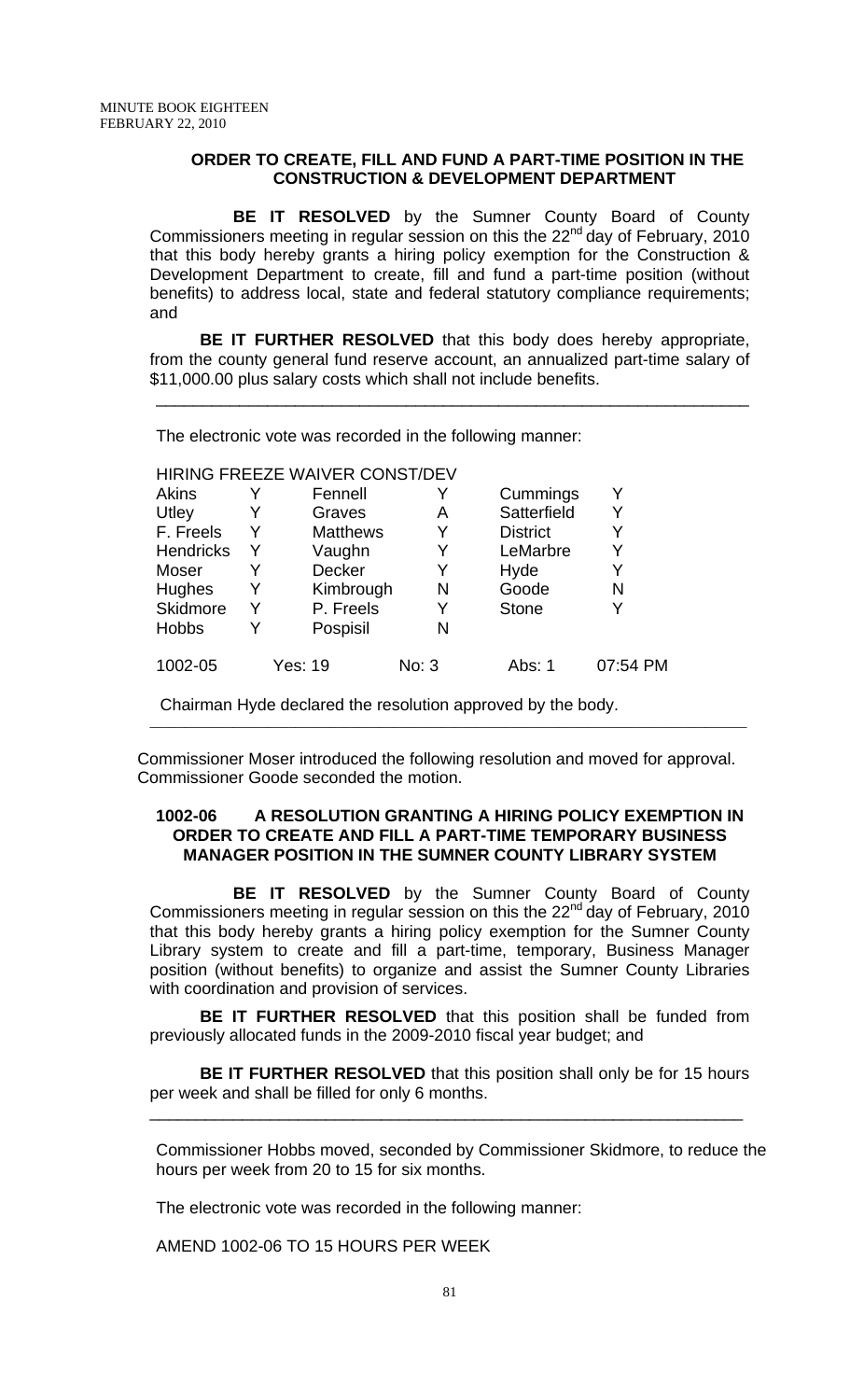MINUTE BOOK EIGHTEEN
FEBRUARY 22, 2010

**ORDER TO CREATE, FILL AND FUND A PART-TIME POSITION IN THE CONSTRUCTION & DEVELOPMENT DEPARTMENT**

**BE IT RESOLVED** by the Sumner County Board of County Commissioners meeting in regular session on this the 22nd day of February, 2010 that this body hereby grants a hiring policy exemption for the Construction & Development Department to create, fill and fund a part-time position (without benefits) to address local, state and federal statutory compliance requirements; and

**BE IT FURTHER RESOLVED** that this body does hereby appropriate, from the county general fund reserve account, an annualized part-time salary of $11,000.00 plus salary costs which shall not include benefits.

---

The electronic vote was recorded in the following manner:

HIRING FREEZE WAIVER CONST/DEV

| | | | | | |
|---|---|---|---|---|---|
| Akins | Y | Fennell | Y | Cummings | Y |
| Utley | Y | Graves | A | Satterfield | Y |
| F. Freels | Y | Matthews | Y | District | Y |
| Hendricks | Y | Vaughn | Y | LeMarbre | Y |
| Moser | Y | Decker | Y | Hyde | Y |
| Hughes | Y | Kimbrough | N | Goode | N |
| Skidmore | Y | P. Freels | Y | Stone | Y |
| Hobbs | Y | Pospisil | N | | |

1002-05 Yes: 19 No: 3 Abs: 1 07:54 PM

Chairman Hyde declared the resolution approved by the body.

---

Commissioner Moser introduced the following resolution and moved for approval. Commissioner Goode seconded the motion.

**1002-06 A RESOLUTION GRANTING A HIRING POLICY EXEMPTION IN ORDER TO CREATE AND FILL A PART-TIME TEMPORARY BUSINESS MANAGER POSITION IN THE SUMNER COUNTY LIBRARY SYSTEM**

**BE IT RESOLVED** by the Sumner County Board of County Commissioners meeting in regular session on this the 22nd day of February, 2010 that this body hereby grants a hiring policy exemption for the Sumner County Library system to create and fill a part-time, temporary, Business Manager position (without benefits) to organize and assist the Sumner County Libraries with coordination and provision of services.

**BE IT FURTHER RESOLVED** that this position shall be funded from previously allocated funds in the 2009-2010 fiscal year budget; and

**BE IT FURTHER RESOLVED** that this position shall only be for 15 hours per week and shall be filled for only 6 months.

---

Commissioner Hobbs moved, seconded by Commissioner Skidmore, to reduce the hours per week from 20 to 15 for six months.

The electronic vote was recorded in the following manner:

AMEND 1002-06 TO 15 HOURS PER WEEK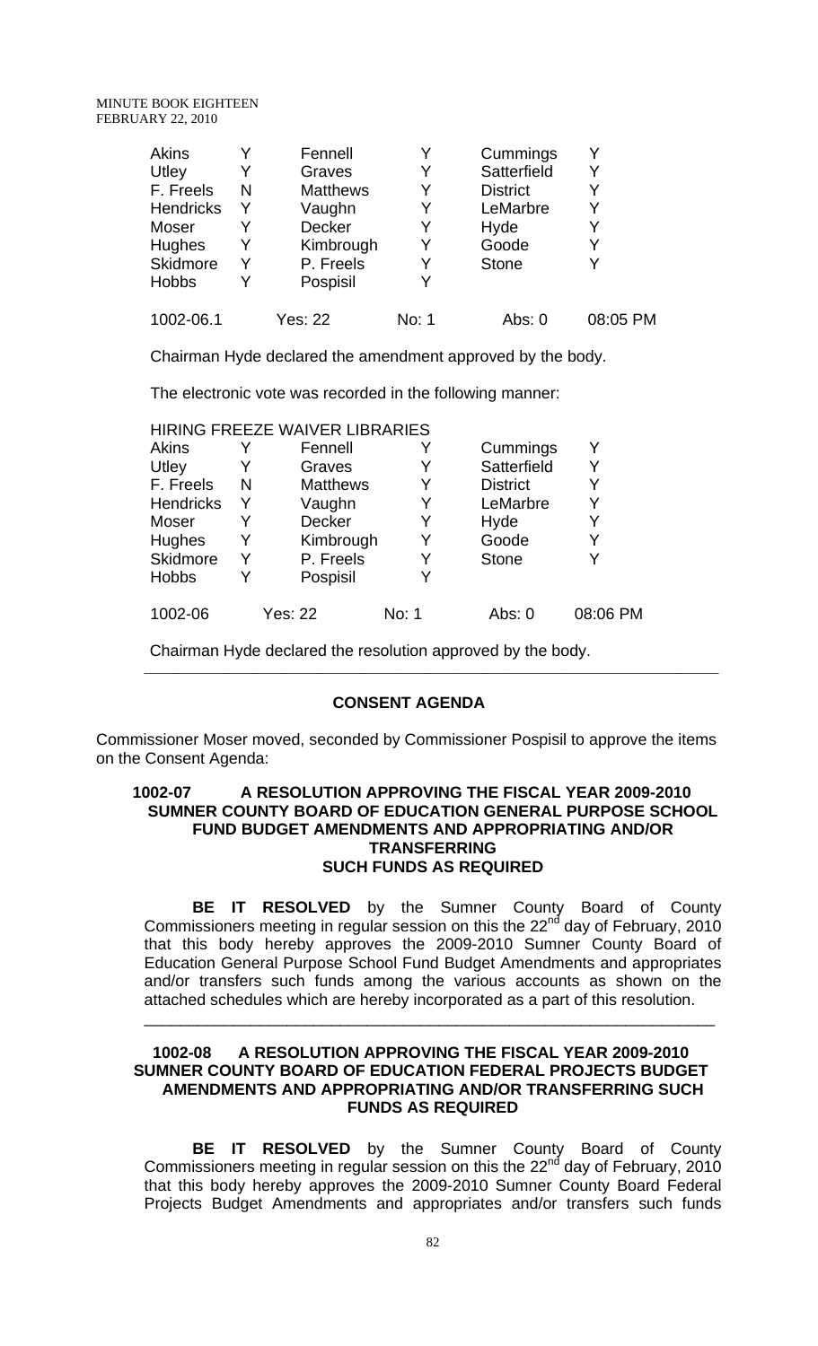| Akins | Y | Fennell | Y | Cummings | Y |
|---|---|---|---|---|---|
| Utley | Y | Graves | Y | Satterfield | Y |
| F. Freels | N | Matthews | Y | District | Y |
| Hendricks | Y | Vaughn | Y | LeMarbre | Y |
| Moser | Y | Decker | Y | Hyde | Y |
| Hughes | Y | Kimbrough | Y | Goode | Y |
| Skidmore | Y | P. Freels | Y | Stone | Y |
| Hobbs | Y | Pospisil | Y | | |
| 1002-06.1 | | Yes: 22 | No: 1 | Abs: 0 | 08:05 PM |

Chairman Hyde declared the amendment approved by the body.

The electronic vote was recorded in the following manner:

HIRING FREEZE WAIVER LIBRARIES

| Akins | Y | Fennell | Y | Cummings | Y |
|---|---|---|---|---|---|
| Utley | Y | Graves | Y | Satterfield | Y |
| F. Freels | N | Matthews | Y | District | Y |
| Hendricks | Y | Vaughn | Y | LeMarbre | Y |
| Moser | Y | Decker | Y | Hyde | Y |
| Hughes | Y | Kimbrough | Y | Goode | Y |
| Skidmore | Y | P. Freels | Y | Stone | Y |
| Hobbs | Y | Pospisil | Y | | |
| 1002-06 | | Yes: 22 | No: 1 | Abs: 0 | 08:06 PM |

Chairman Hyde declared the resolution approved by the body.

---

## CONSENT AGENDA

Commissioner Moser moved, seconded by Commissioner Pospisil to approve the items on the Consent Agenda:

### 1002-07 A RESOLUTION APPROVING THE FISCAL YEAR 2009-2010 SUMNER COUNTY BOARD OF EDUCATION GENERAL PURPOSE SCHOOL FUND BUDGET AMENDMENTS AND APPROPRIATING AND/OR TRANSFERRING SUCH FUNDS AS REQUIRED

**BE IT RESOLVED** by the Sumner County Board of County Commissioners meeting in regular session on this the 22nd day of February, 2010 that this body hereby approves the 2009-2010 Sumner County Board of Education General Purpose School Fund Budget Amendments and appropriates and/or transfers such funds among the various accounts as shown on the attached schedules which are hereby incorporated as a part of this resolution.

---

### 1002-08 A RESOLUTION APPROVING THE FISCAL YEAR 2009-2010 SUMNER COUNTY BOARD OF EDUCATION FEDERAL PROJECTS BUDGET AMENDMENTS AND APPROPRIATING AND/OR TRANSFERRING SUCH FUNDS AS REQUIRED

**BE IT RESOLVED** by the Sumner County Board of County Commissioners meeting in regular session on this the 22nd day of February, 2010 that this body hereby approves the 2009-2010 Sumner County Board Federal Projects Budget Amendments and appropriates and/or transfers such funds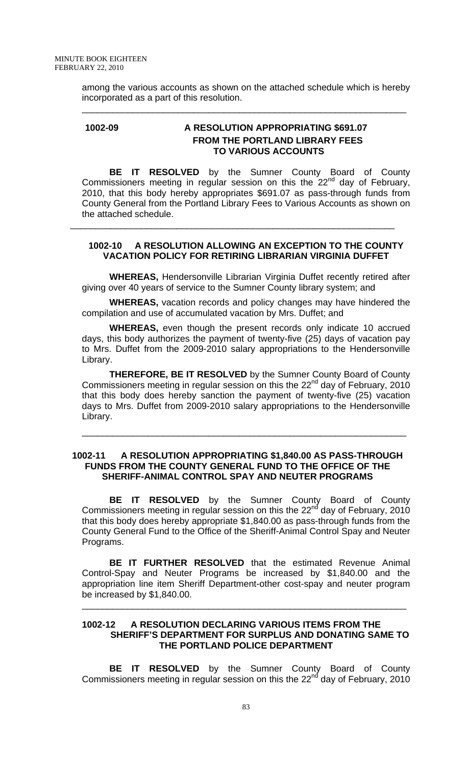among the various accounts as shown on the attached schedule which is hereby incorporated as a part of this resolution.

---

**1002-09 A RESOLUTION APPROPRIATING $691.07 FROM THE PORTLAND LIBRARY FEES TO VARIOUS ACCOUNTS**

**BE IT RESOLVED** by the Sumner County Board of County Commissioners meeting in regular session on this the 22nd day of February, 2010, that this body hereby appropriates $691.07 as pass-through funds from County General from the Portland Library Fees to Various Accounts as shown on the attached schedule.

---

**1002-10 A RESOLUTION ALLOWING AN EXCEPTION TO THE COUNTY VACATION POLICY FOR RETIRING LIBRARIAN VIRGINIA DUFFET**

**WHEREAS,** Hendersonville Librarian Virginia Duffet recently retired after giving over 40 years of service to the Sumner County library system; and

**WHEREAS,** vacation records and policy changes may have hindered the compilation and use of accumulated vacation by Mrs. Duffet; and

**WHEREAS,** even though the present records only indicate 10 accrued days, this body authorizes the payment of twenty-five (25) days of vacation pay to Mrs. Duffet from the 2009-2010 salary appropriations to the Hendersonville Library.

**THEREFORE, BE IT RESOLVED** by the Sumner County Board of County Commissioners meeting in regular session on this the 22nd day of February, 2010 that this body does hereby sanction the payment of twenty-five (25) vacation days to Mrs. Duffet from 2009-2010 salary appropriations to the Hendersonville Library.

---

**1002-11 A RESOLUTION APPROPRIATING $1,840.00 AS PASS-THROUGH FUNDS FROM THE COUNTY GENERAL FUND TO THE OFFICE OF THE SHERIFF-ANIMAL CONTROL SPAY AND NEUTER PROGRAMS**

**BE IT RESOLVED** by the Sumner County Board of County Commissioners meeting in regular session on this the 22nd day of February, 2010 that this body does hereby appropriate $1,840.00 as pass-through funds from the County General Fund to the Office of the Sheriff-Animal Control Spay and Neuter Programs.

**BE IT FURTHER RESOLVED** that the estimated Revenue Animal Control-Spay and Neuter Programs be increased by $1,840.00 and the appropriation line item Sheriff Department-other cost-spay and neuter program be increased by $1,840.00.

---

**1002-12 A RESOLUTION DECLARING VARIOUS ITEMS FROM THE SHERIFF'S DEPARTMENT FOR SURPLUS AND DONATING SAME TO THE PORTLAND POLICE DEPARTMENT**

**BE IT RESOLVED** by the Sumner County Board of County Commissioners meeting in regular session on this the 22nd day of February, 2010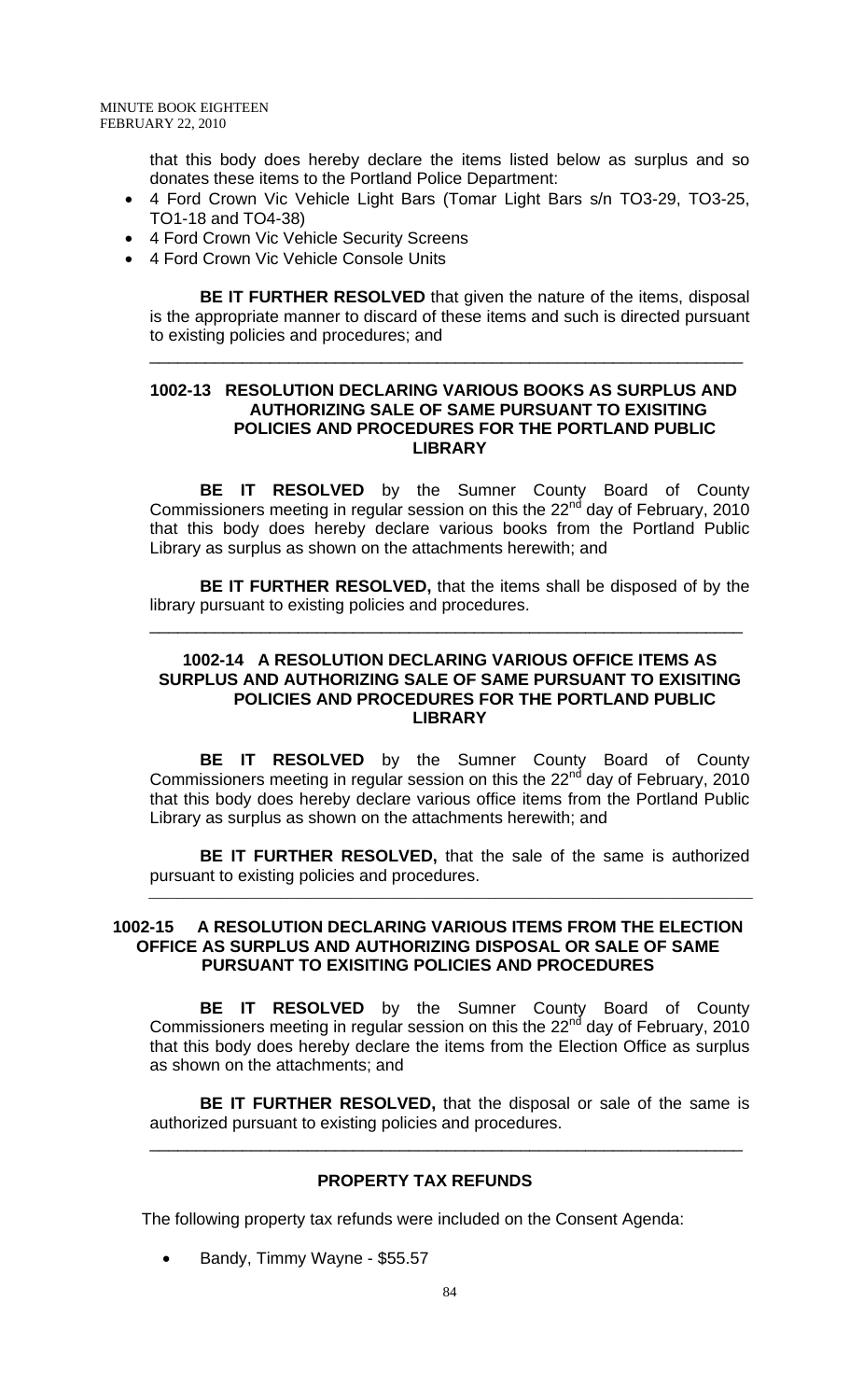that this body does hereby declare the items listed below as surplus and so donates these items to the Portland Police Department:

- 4 Ford Crown Vic Vehicle Light Bars (Tomar Light Bars s/n TO3-29, TO3-25, TO1-18 and TO4-38)
- 4 Ford Crown Vic Vehicle Security Screens
- 4 Ford Crown Vic Vehicle Console Units

**BE IT FURTHER RESOLVED** that given the nature of the items, disposal is the appropriate manner to discard of these items and such is directed pursuant to existing policies and procedures; and

---

### 1002-13 RESOLUTION DECLARING VARIOUS BOOKS AS SURPLUS AND AUTHORIZING SALE OF SAME PURSUANT TO EXISITING POLICIES AND PROCEDURES FOR THE PORTLAND PUBLIC LIBRARY

**BE IT RESOLVED** by the Sumner County Board of County Commissioners meeting in regular session on this the 22nd day of February, 2010 that this body does hereby declare various books from the Portland Public Library as surplus as shown on the attachments herewith; and

**BE IT FURTHER RESOLVED,** that the items shall be disposed of by the library pursuant to existing policies and procedures.

---

### 1002-14 A RESOLUTION DECLARING VARIOUS OFFICE ITEMS AS SURPLUS AND AUTHORIZING SALE OF SAME PURSUANT TO EXISITING POLICIES AND PROCEDURES FOR THE PORTLAND PUBLIC LIBRARY

**BE IT RESOLVED** by the Sumner County Board of County Commissioners meeting in regular session on this the 22nd day of February, 2010 that this body does hereby declare various office items from the Portland Public Library as surplus as shown on the attachments herewith; and

**BE IT FURTHER RESOLVED,** that the sale of the same is authorized pursuant to existing policies and procedures.

---

### 1002-15 A RESOLUTION DECLARING VARIOUS ITEMS FROM THE ELECTION OFFICE AS SURPLUS AND AUTHORIZING DISPOSAL OR SALE OF SAME PURSUANT TO EXISITING POLICIES AND PROCEDURES

**BE IT RESOLVED** by the Sumner County Board of County Commissioners meeting in regular session on this the 22nd day of February, 2010 that this body does hereby declare the items from the Election Office as surplus as shown on the attachments; and

**BE IT FURTHER RESOLVED,** that the disposal or sale of the same is authorized pursuant to existing policies and procedures.

---

### PROPERTY TAX REFUNDS

The following property tax refunds were included on the Consent Agenda:

- Bandy, Timmy Wayne - $55.57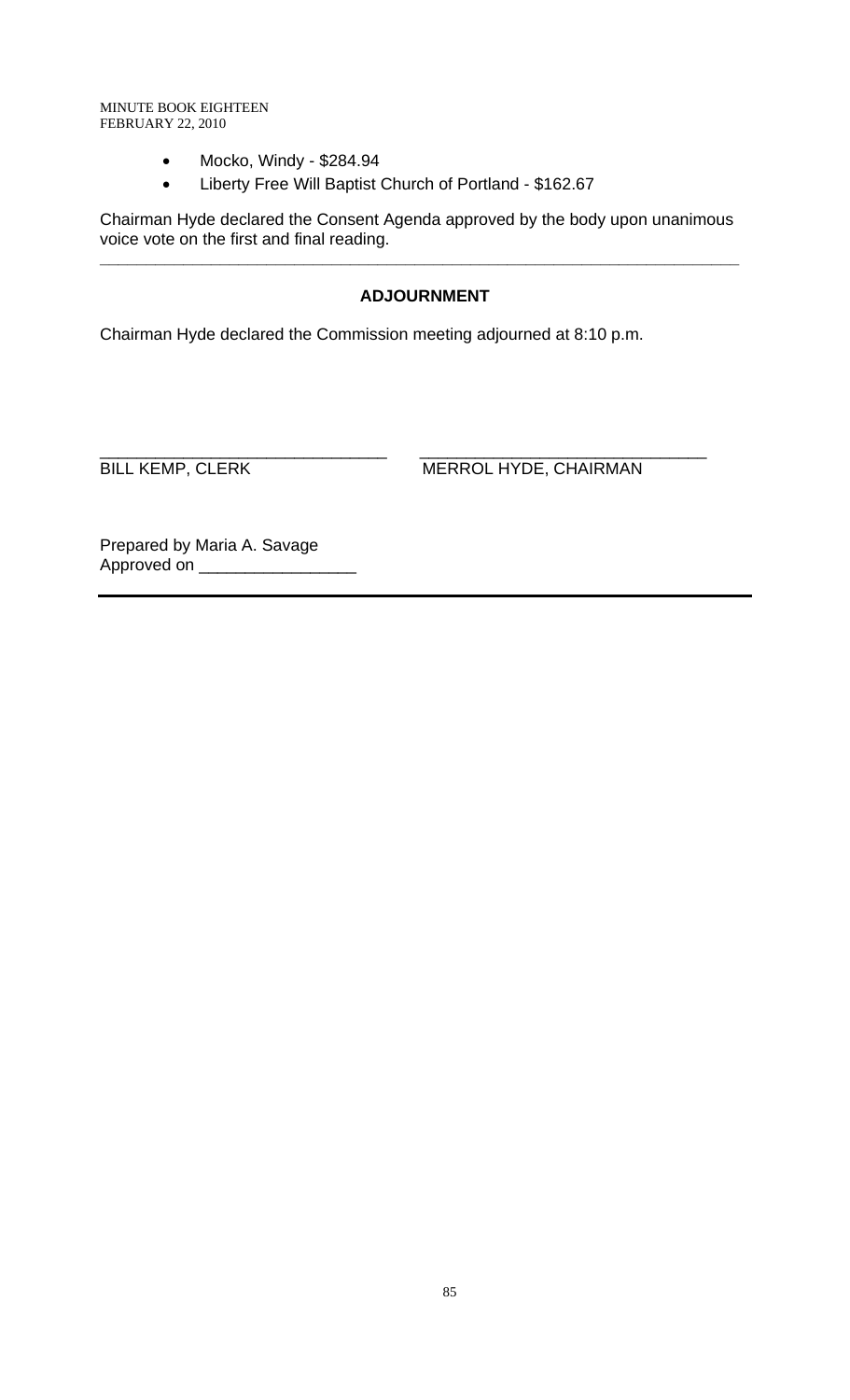- Mocko, Windy - $284.94
- Liberty Free Will Baptist Church of Portland - $162.67

Chairman Hyde declared the Consent Agenda approved by the body upon unanimous voice vote on the first and final reading.

---

## ADJOURNMENT

Chairman Hyde declared the Commission meeting adjourned at 8:10 p.m.

| | |
|---|---|
| _______________________________ | _______________________________ |
| BILL KEMP, CLERK | MERROL HYDE, CHAIRMAN |

Prepared by Maria A. Savage
Approved on _________________